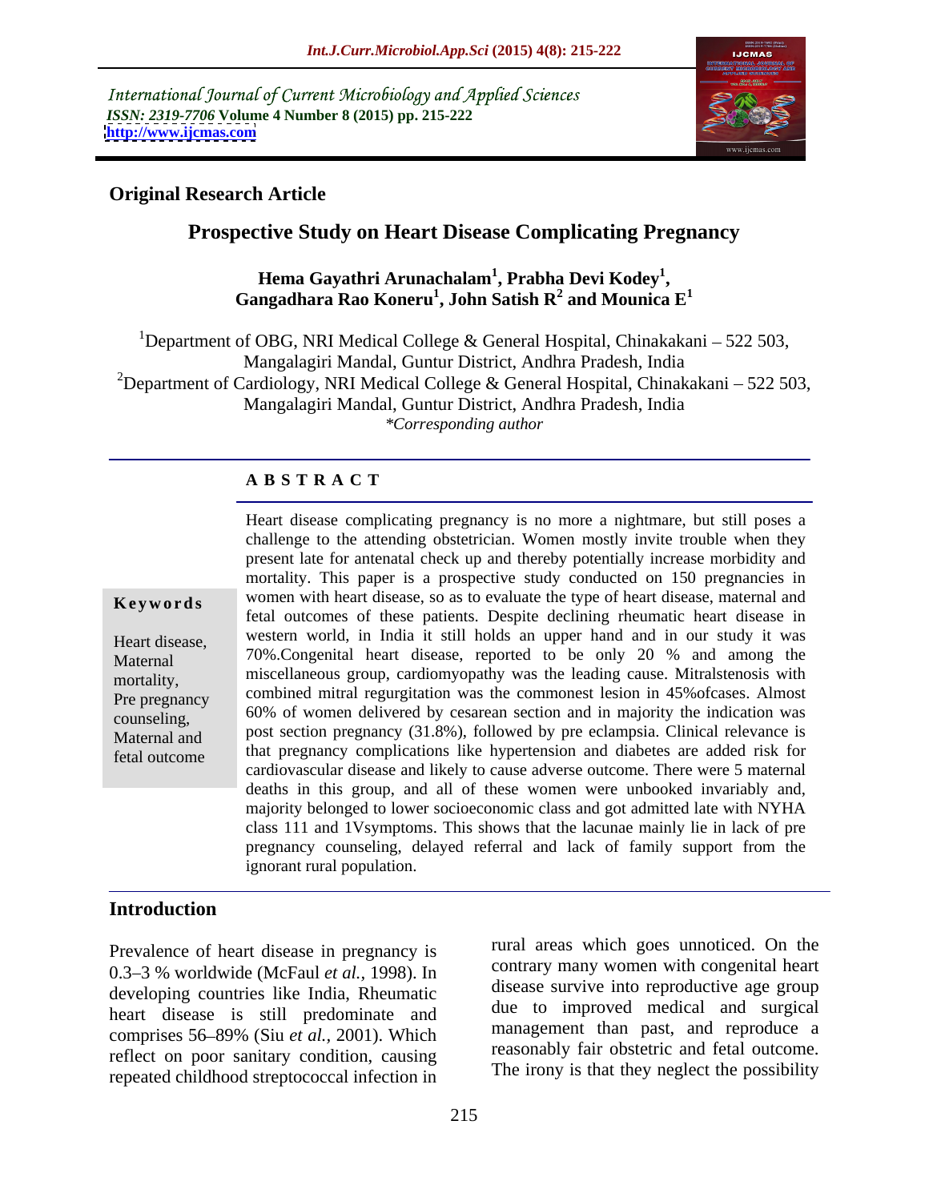International Journal of Current Microbiology and Applied Sciences
*ISSN: 2319-7706* **Volume 4 Number 8 (2015) pp. 215-222**
**http://www.ijcmas.com**

**Original Research Article**

# Prospective Study on Heart Disease Complicating Pregnancy

**Hema Gayathri Arunachalam[1], Prabha Devi Kodey[1], Gangadhara Rao Koneru[1], John Satish R[2] and Mounica E[1]**

[1]Department of OBG, NRI Medical College & General Hospital, Chinakakani – 522 503, Mangalagiri Mandal, Guntur District, Andhra Pradesh, India
[2]Department of Cardiology, NRI Medical College & General Hospital, Chinakakani – 522 503, Mangalagiri Mandal, Guntur District, Andhra Pradesh, India
*\*Corresponding author*

## ABSTRACT

**Keywords**

Heart disease, Maternal mortality, Pre pregnancy counseling, Maternal and fetal outcome

Heart disease complicating pregnancy is no more a nightmare, but still poses a challenge to the attending obstetrician. Women mostly invite trouble when they present late for antenatal check up and thereby potentially increase morbidity and mortality. This paper is a prospective study conducted on 150 pregnancies in women with heart disease, so as to evaluate the type of heart disease, maternal and fetal outcomes of these patients. Despite declining rheumatic heart disease in western world, in India it still holds an upper hand and in our study it was 70%.Congenital heart disease, reported to be only 20 % and among the miscellaneous group, cardiomyopathy was the leading cause. Mitralstenosis with combined mitral regurgitation was the commonest lesion in 45%ofcases. Almost 60% of women delivered by cesarean section and in majority the indication was post section pregnancy (31.8%), followed by pre eclampsia. Clinical relevance is that pregnancy complications like hypertension and diabetes are added risk for cardiovascular disease and likely to cause adverse outcome. There were 5 maternal deaths in this group, and all of these women were unbooked invariably and, majority belonged to lower socioeconomic class and got admitted late with NYHA class 111 and 1Vsymptoms. This shows that the lacunae mainly lie in lack of pre pregnancy counseling, delayed referral and lack of family support from the ignorant rural population.

## Introduction

Prevalence of heart disease in pregnancy is 0.3–3 % worldwide (McFaul *et al.*, 1998). In developing countries like India, Rheumatic heart disease is still predominate and comprises 56–89% (Siu *et al.*, 2001). Which reflect on poor sanitary condition, causing repeated childhood streptococcal infection in rural areas which goes unnoticed. On the contrary many women with congenital heart disease survive into reproductive age group due to improved medical and surgical management than past, and reproduce a reasonably fair obstetric and fetal outcome. The irony is that they neglect the possibility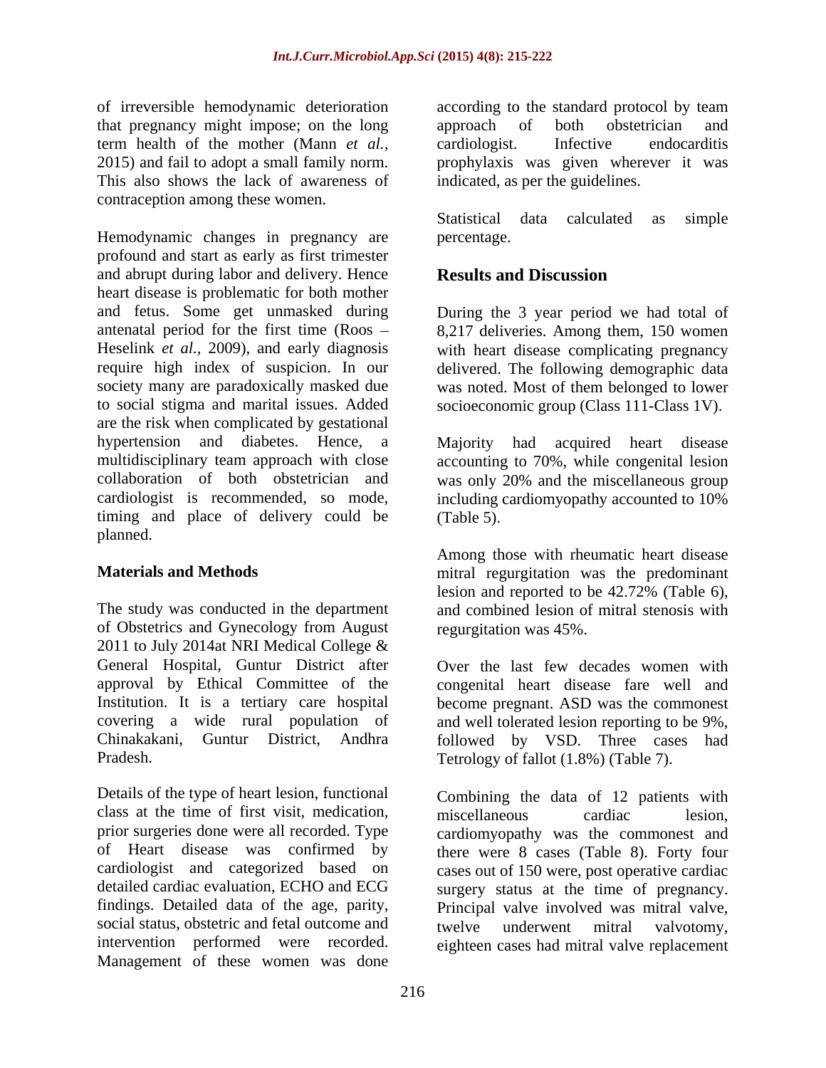of irreversible hemodynamic deterioration that pregnancy might impose; on the long term health of the mother (Mann *et al.,* 2015) and fail to adopt a small family norm. This also shows the lack of awareness of contraception among these women.

Hemodynamic changes in pregnancy are profound and start as early as first trimester and abrupt during labor and delivery. Hence heart disease is problematic for both mother and fetus. Some get unmasked during antenatal period for the first time (Roos – Heselink *et al.,* 2009), and early diagnosis require high index of suspicion. In our society many are paradoxically masked due to social stigma and marital issues. Added are the risk when complicated by gestational hypertension and diabetes. Hence, a multidisciplinary team approach with close collaboration of both obstetrician and cardiologist is recommended, so mode, timing and place of delivery could be planned.

## Materials and Methods

The study was conducted in the department of Obstetrics and Gynecology from August 2011 to July 2014at NRI Medical College & General Hospital, Guntur District after approval by Ethical Committee of the Institution. It is a tertiary care hospital covering a wide rural population of Chinakakani, Guntur District, Andhra Pradesh.

Details of the type of heart lesion, functional class at the time of first visit, medication, prior surgeries done were all recorded. Type of Heart disease was confirmed by cardiologist and categorized based on detailed cardiac evaluation, ECHO and ECG findings. Detailed data of the age, parity, social status, obstetric and fetal outcome and intervention performed were recorded. Management of these women was done according to the standard protocol by team approach of both obstetrician and cardiologist. Infective endocarditis prophylaxis was given wherever it was indicated, as per the guidelines.

Statistical data calculated as simple percentage.

## Results and Discussion

During the 3 year period we had total of 8,217 deliveries. Among them, 150 women with heart disease complicating pregnancy delivered. The following demographic data was noted. Most of them belonged to lower socioeconomic group (Class 111-Class 1V).

Majority had acquired heart disease accounting to 70%, while congenital lesion was only 20% and the miscellaneous group including cardiomyopathy accounted to 10% (Table 5).

Among those with rheumatic heart disease mitral regurgitation was the predominant lesion and reported to be 42.72% (Table 6), and combined lesion of mitral stenosis with regurgitation was 45%.

Over the last few decades women with congenital heart disease fare well and become pregnant. ASD was the commonest and well tolerated lesion reporting to be 9%, followed by VSD. Three cases had Tetrology of fallot (1.8%) (Table 7).

Combining the data of 12 patients with miscellaneous cardiac lesion, cardiomyopathy was the commonest and there were 8 cases (Table 8). Forty four cases out of 150 were, post operative cardiac surgery status at the time of pregnancy. Principal valve involved was mitral valve, twelve underwent mitral valvotomy, eighteen cases had mitral valve replacement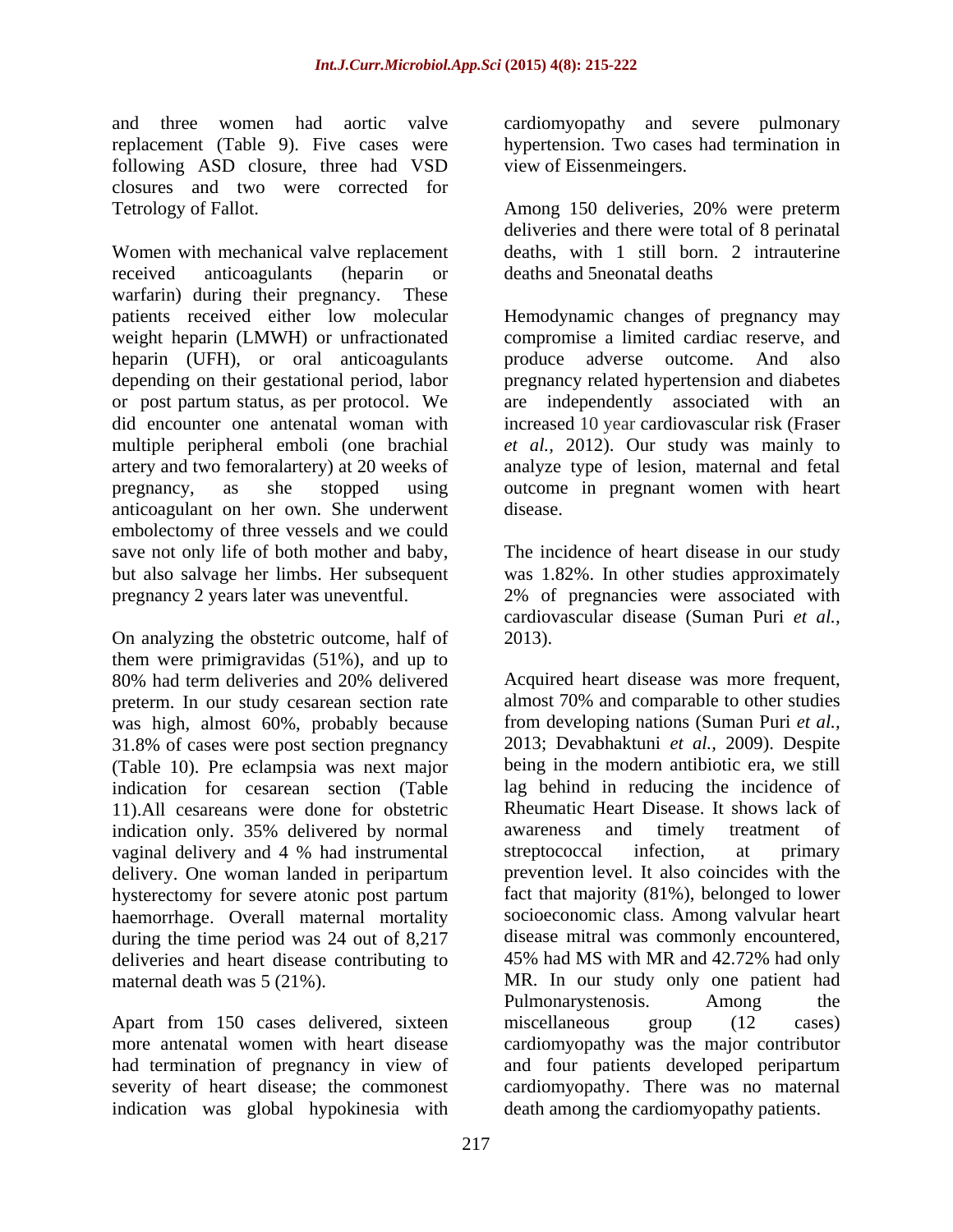and three women had aortic valve replacement (Table 9). Five cases were following ASD closure, three had VSD closures and two were corrected for Tetrology of Fallot.

Women with mechanical valve replacement received anticoagulants (heparin or warfarin) during their pregnancy. These patients received either low molecular weight heparin (LMWH) or unfractionated heparin (UFH), or oral anticoagulants depending on their gestational period, labor or post partum status, as per protocol. We did encounter one antenatal woman with multiple peripheral emboli (one brachial artery and two femoralartery) at 20 weeks of pregnancy, as she stopped using anticoagulant on her own. She underwent embolectomy of three vessels and we could save not only life of both mother and baby, but also salvage her limbs. Her subsequent pregnancy 2 years later was uneventful.

On analyzing the obstetric outcome, half of them were primigravidas (51%), and up to 80% had term deliveries and 20% delivered preterm. In our study cesarean section rate was high, almost 60%, probably because 31.8% of cases were post section pregnancy (Table 10). Pre eclampsia was next major indication for cesarean section (Table 11).All cesareans were done for obstetric indication only. 35% delivered by normal vaginal delivery and 4 % had instrumental delivery. One woman landed in peripartum hysterectomy for severe atonic post partum haemorrhage. Overall maternal mortality during the time period was 24 out of 8,217 deliveries and heart disease contributing to maternal death was 5 (21%).

Apart from 150 cases delivered, sixteen more antenatal women with heart disease had termination of pregnancy in view of severity of heart disease; the commonest indication was global hypokinesia with cardiomyopathy and severe pulmonary hypertension. Two cases had termination in view of Eissenmeingers.

Among 150 deliveries, 20% were preterm deliveries and there were total of 8 perinatal deaths, with 1 still born. 2 intrauterine deaths and 5neonatal deaths

Hemodynamic changes of pregnancy may compromise a limited cardiac reserve, and produce adverse outcome. And also pregnancy related hypertension and diabetes are independently associated with an increased 10 year cardiovascular risk (Fraser *et al.,* 2012). Our study was mainly to analyze type of lesion, maternal and fetal outcome in pregnant women with heart disease.

The incidence of heart disease in our study was 1.82%. In other studies approximately 2% of pregnancies were associated with cardiovascular disease (Suman Puri *et al.,* 2013).

Acquired heart disease was more frequent, almost 70% and comparable to other studies from developing nations (Suman Puri *et al.,* 2013; Devabhaktuni *et al.,* 2009). Despite being in the modern antibiotic era, we still lag behind in reducing the incidence of Rheumatic Heart Disease. It shows lack of awareness and timely treatment of streptococcal infection, at primary prevention level. It also coincides with the fact that majority (81%), belonged to lower socioeconomic class. Among valvular heart disease mitral was commonly encountered, 45% had MS with MR and 42.72% had only MR. In our study only one patient had Pulmonarystenosis. Among the miscellaneous group (12 cases) cardiomyopathy was the major contributor and four patients developed peripartum cardiomyopathy. There was no maternal death among the cardiomyopathy patients.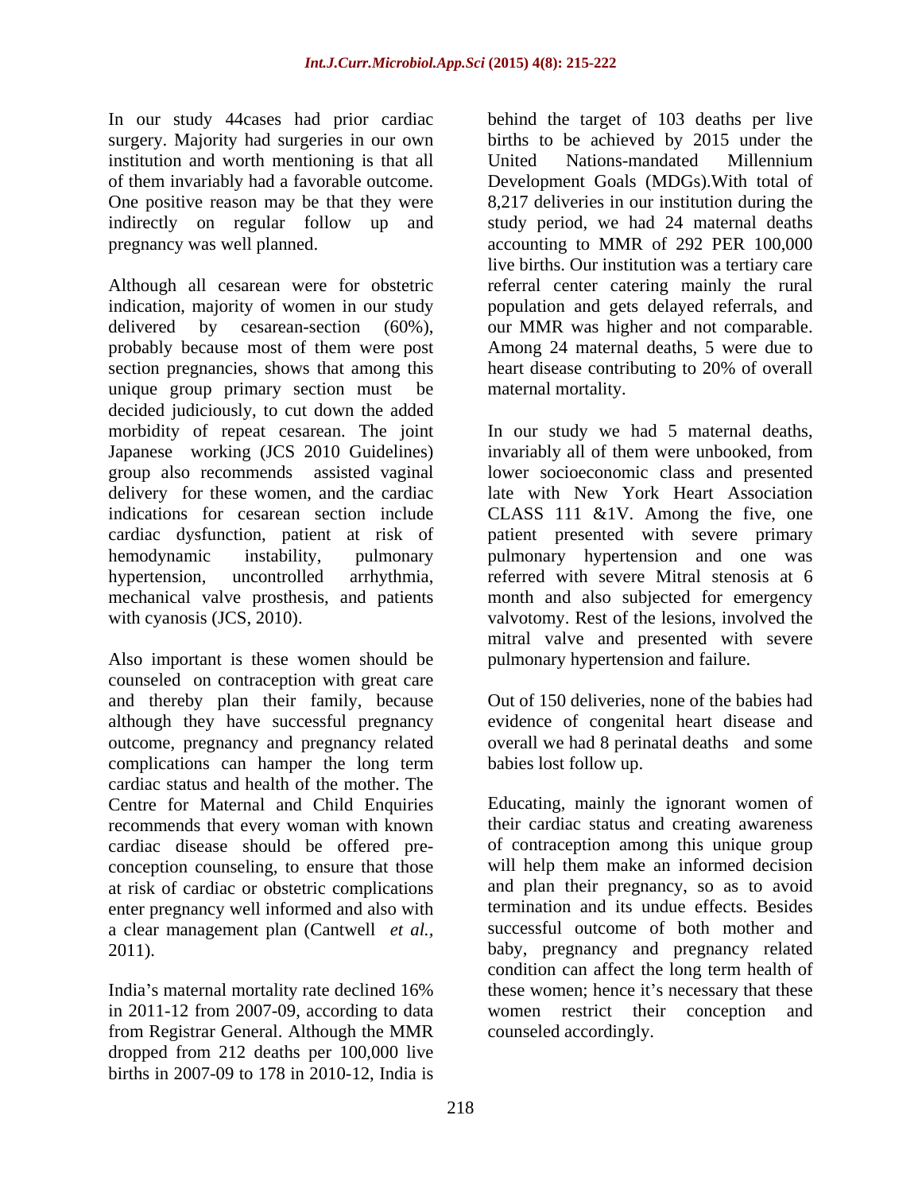In our study 44cases had prior cardiac surgery. Majority had surgeries in our own institution and worth mentioning is that all of them invariably had a favorable outcome. One positive reason may be that they were indirectly on regular follow up and pregnancy was well planned.

Although all cesarean were for obstetric indication, majority of women in our study delivered by cesarean-section (60%), probably because most of them were post section pregnancies, shows that among this unique group primary section must be decided judiciously, to cut down the added morbidity of repeat cesarean. The joint Japanese working (JCS 2010 Guidelines) group also recommends assisted vaginal delivery for these women, and the cardiac indications for cesarean section include cardiac dysfunction, patient at risk of hemodynamic instability, pulmonary hypertension, uncontrolled arrhythmia, mechanical valve prosthesis, and patients with cyanosis (JCS, 2010).

Also important is these women should be counseled on contraception with great care and thereby plan their family, because although they have successful pregnancy outcome, pregnancy and pregnancy related complications can hamper the long term cardiac status and health of the mother. The Centre for Maternal and Child Enquiries recommends that every woman with known cardiac disease should be offered pre-conception counseling, to ensure that those at risk of cardiac or obstetric complications enter pregnancy well informed and also with a clear management plan (Cantwell *et al.,* 2011).

India's maternal mortality rate declined 16% in 2011-12 from 2007-09, according to data from Registrar General. Although the MMR dropped from 212 deaths per 100,000 live births in 2007-09 to 178 in 2010-12, India is behind the target of 103 deaths per live births to be achieved by 2015 under the United Nations-mandated Millennium Development Goals (MDGs).With total of 8,217 deliveries in our institution during the study period, we had 24 maternal deaths accounting to MMR of 292 PER 100,000 live births. Our institution was a tertiary care referral center catering mainly the rural population and gets delayed referrals, and our MMR was higher and not comparable. Among 24 maternal deaths, 5 were due to heart disease contributing to 20% of overall maternal mortality.

In our study we had 5 maternal deaths, invariably all of them were unbooked, from lower socioeconomic class and presented late with New York Heart Association CLASS 111 &1V. Among the five, one patient presented with severe primary pulmonary hypertension and one was referred with severe Mitral stenosis at 6 month and also subjected for emergency valvotomy. Rest of the lesions, involved the mitral valve and presented with severe pulmonary hypertension and failure.

Out of 150 deliveries, none of the babies had evidence of congenital heart disease and overall we had 8 perinatal deaths and some babies lost follow up.

Educating, mainly the ignorant women of their cardiac status and creating awareness of contraception among this unique group will help them make an informed decision and plan their pregnancy, so as to avoid termination and its undue effects. Besides successful outcome of both mother and baby, pregnancy and pregnancy related condition can affect the long term health of these women; hence it's necessary that these women restrict their conception and counseled accordingly.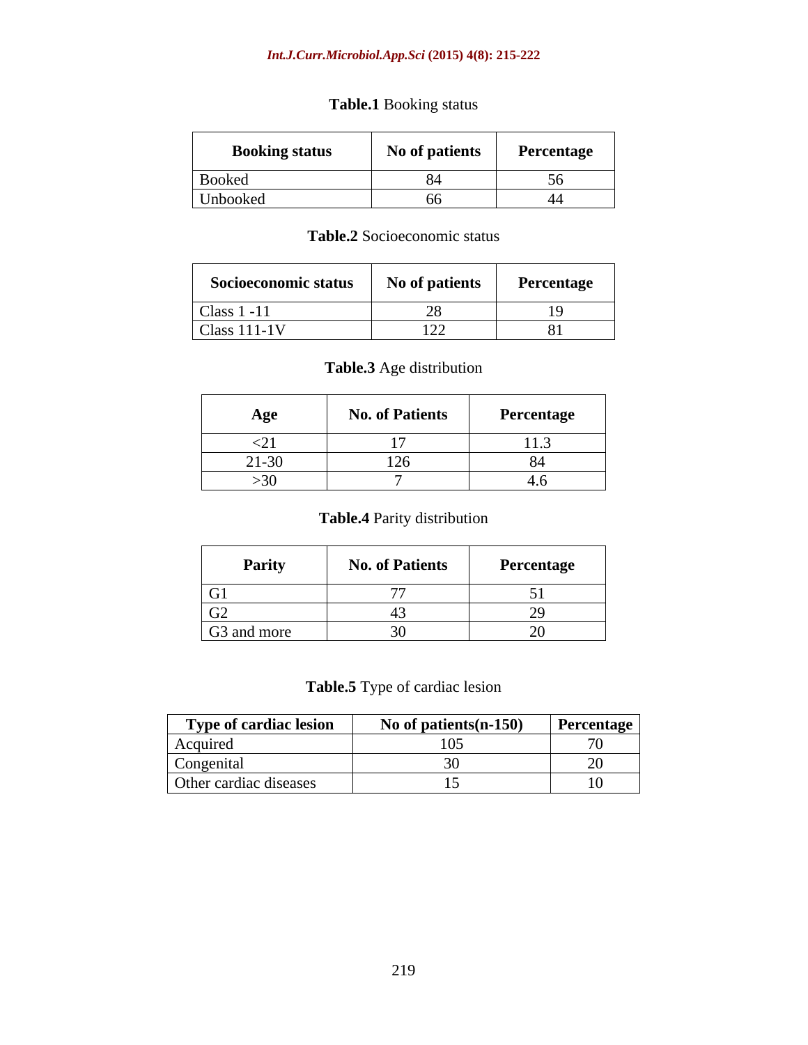**Table.1** Booking status

| Booking status | No of patients | Percentage |
|---|---|---|
| Booked | 84 | 56 |
| Unbooked | 66 | 44 |

**Table.2** Socioeconomic status

| Socioeconomic status | No of patients | Percentage |
|---|---|---|
| Class 1 -11 | 28 | 19 |
| Class 111-1V | 122 | 81 |

**Table.3** Age distribution

| Age | No. of Patients | Percentage |
|---|---|---|
| <21 | 17 | 11.3 |
| 21-30 | 126 | 84 |
| >30 | 7 | 4.6 |

**Table.4** Parity distribution

| Parity | No. of Patients | Percentage |
|---|---|---|
| G1 | 77 | 51 |
| G2 | 43 | 29 |
| G3 and more | 30 | 20 |

**Table.5** Type of cardiac lesion

| Type of cardiac lesion | No of patients(n-150) | Percentage |
|---|---|---|
| Acquired | 105 | 70 |
| Congenital | 30 | 20 |
| Other cardiac diseases | 15 | 10 |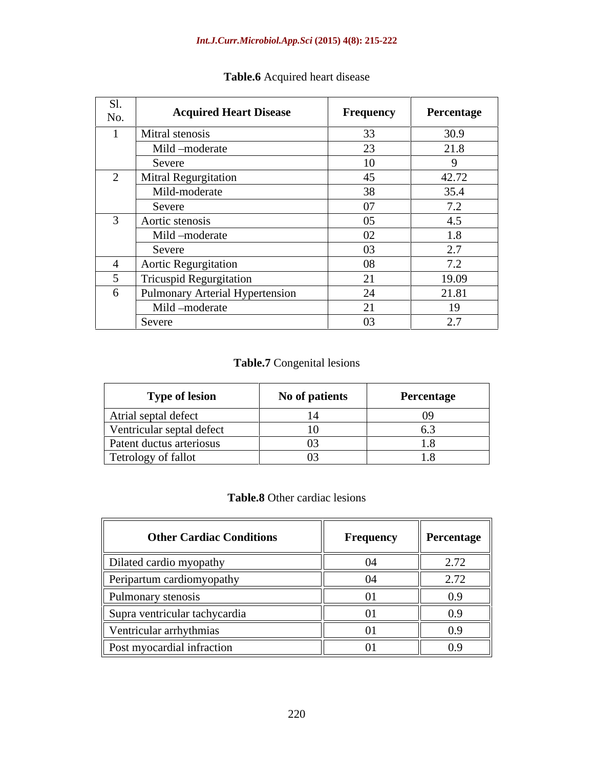**Table.6** Acquired heart disease

| Sl. No. | Acquired Heart Disease | Frequency | Percentage |
|---|---|---|---|
| 1 | Mitral stenosis | 33 | 30.9 |
| | Mild –moderate | 23 | 21.8 |
| | Severe | 10 | 9 |
| 2 | Mitral Regurgitation | 45 | 42.72 |
| | Mild-moderate | 38 | 35.4 |
| | Severe | 07 | 7.2 |
| 3 | Aortic stenosis | 05 | 4.5 |
| | Mild –moderate | 02 | 1.8 |
| | Severe | 03 | 2.7 |
| 4 | Aortic Regurgitation | 08 | 7.2 |
| 5 | Tricuspid Regurgitation | 21 | 19.09 |
| 6 | Pulmonary Arterial Hypertension | 24 | 21.81 |
| | Mild –moderate | 21 | 19 |
| | Severe | 03 | 2.7 |

**Table.7** Congenital lesions

| Type of lesion | No of patients | Percentage |
|---|---|---|
| Atrial septal defect | 14 | 09 |
| Ventricular septal defect | 10 | 6.3 |
| Patent ductus arteriosus | 03 | 1.8 |
| Tetrology of fallot | 03 | 1.8 |

**Table.8** Other cardiac lesions

| Other Cardiac Conditions | Frequency | Percentage |
|---|---|---|
| Dilated cardio myopathy | 04 | 2.72 |
| Peripartum cardiomyopathy | 04 | 2.72 |
| Pulmonary stenosis | 01 | 0.9 |
| Supra ventricular tachycardia | 01 | 0.9 |
| Ventricular arrhythmias | 01 | 0.9 |
| Post myocardial infraction | 01 | 0.9 |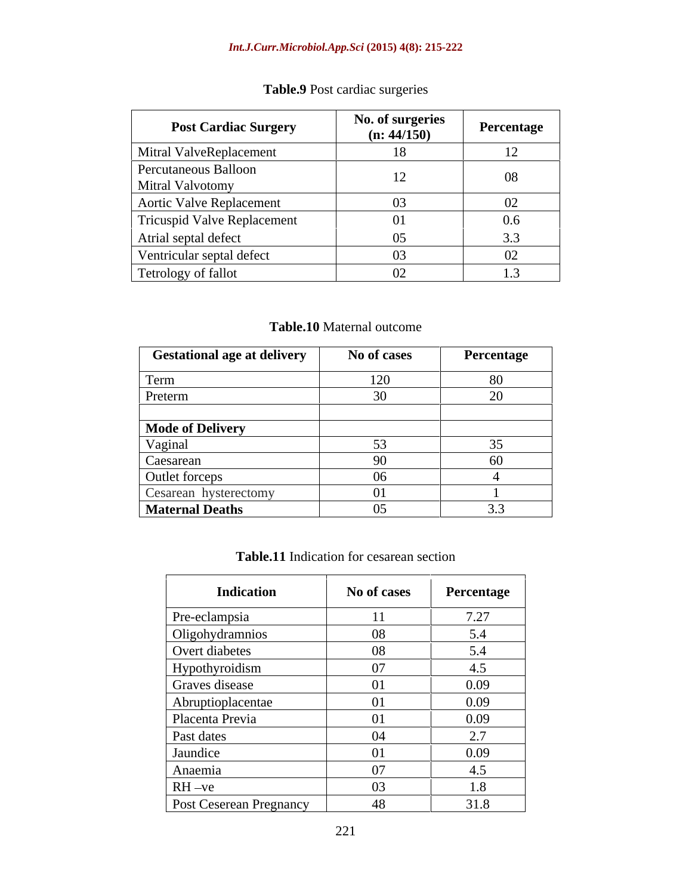**Table.9** Post cardiac surgeries

| Post Cardiac Surgery | No. of surgeries (n: 44/150) | Percentage |
|---|---|---|
| Mitral ValveReplacement | 18 | 12 |
| Percutaneous Balloon Mitral Valvotomy | 12 | 08 |
| Aortic Valve Replacement | 03 | 02 |
| Tricuspid Valve Replacement | 01 | 0.6 |
| Atrial septal defect | 05 | 3.3 |
| Ventricular septal defect | 03 | 02 |
| Tetrology of fallot | 02 | 1.3 |

**Table.10** Maternal outcome

| Gestational age at delivery | No of cases | Percentage |
|---|---|---|
| Term | 120 | 80 |
| Preterm | 30 | 20 |
| | | |
| **Mode of Delivery** | | |
| Vaginal | 53 | 35 |
| Caesarean | 90 | 60 |
| Outlet forceps | 06 | 4 |
| Cesarean hysterectomy | 01 | 1 |
| **Maternal Deaths** | 05 | 3.3 |

**Table.11** Indication for cesarean section

| Indication | No of cases | Percentage |
|---|---|---|
| Pre-eclampsia | 11 | 7.27 |
| Oligohydramnios | 08 | 5.4 |
| Overt diabetes | 08 | 5.4 |
| Hypothyroidism | 07 | 4.5 |
| Graves disease | 01 | 0.09 |
| Abruptioplacentae | 01 | 0.09 |
| Placenta Previa | 01 | 0.09 |
| Past dates | 04 | 2.7 |
| Jaundice | 01 | 0.09 |
| Anaemia | 07 | 4.5 |
| RH –ve | 03 | 1.8 |
| Post Ceserean Pregnancy | 48 | 31.8 |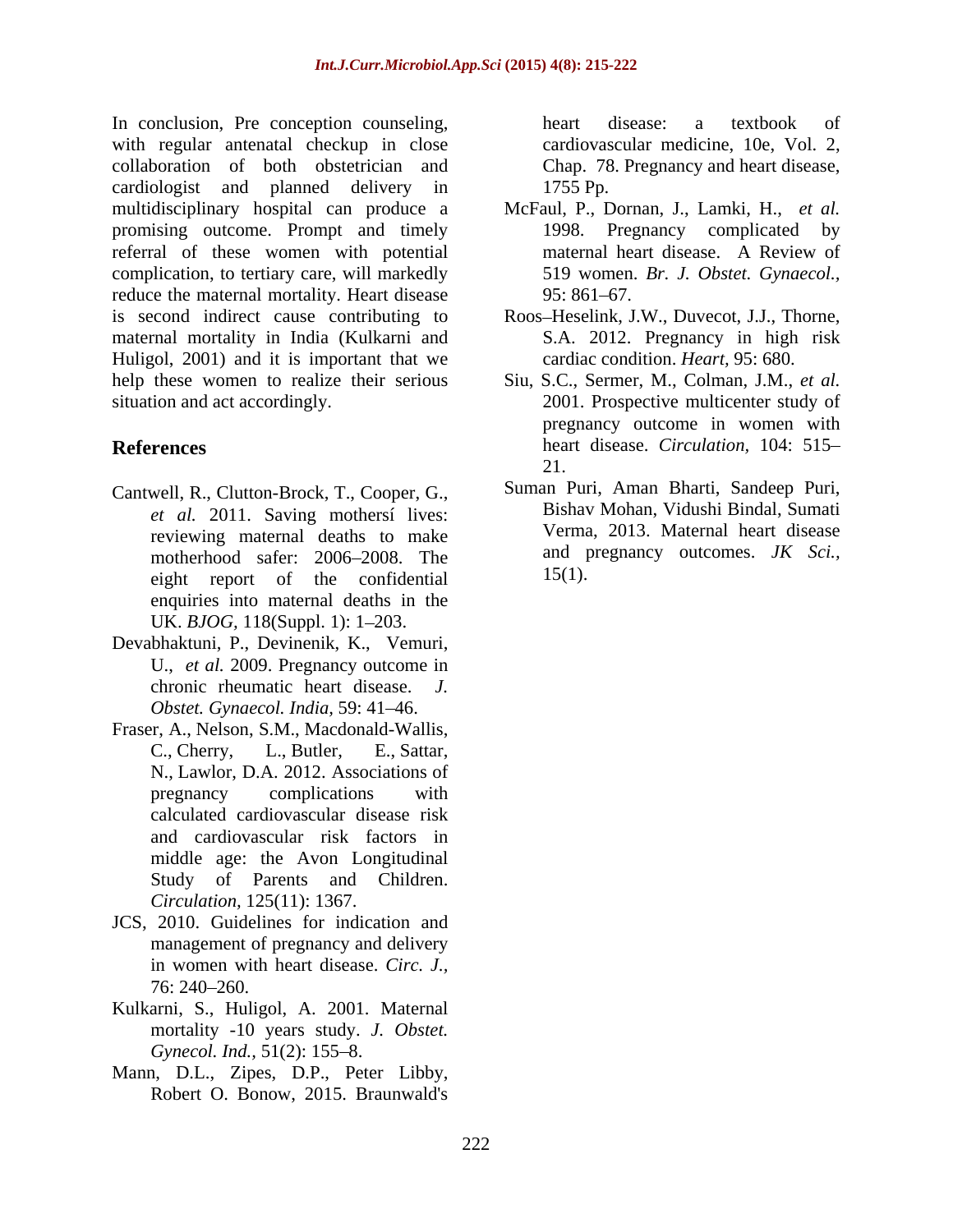In conclusion, Pre conception counseling, with regular antenatal checkup in close collaboration of both obstetrician and cardiologist and planned delivery in multidisciplinary hospital can produce a promising outcome. Prompt and timely referral of these women with potential complication, to tertiary care, will markedly reduce the maternal mortality. Heart disease is second indirect cause contributing to maternal mortality in India (Kulkarni and Huligol, 2001) and it is important that we help these women to realize their serious situation and act accordingly.

## References

Cantwell, R., Clutton-Brock, T., Cooper, G., *et al.* 2011. Saving mothersí lives: reviewing maternal deaths to make motherhood safer: 2006–2008. The eight report of the confidential enquiries into maternal deaths in the UK. *BJOG,* 118(Suppl. 1): 1–203.

Devabhaktuni, P., Devinenik, K., Vemuri, U., *et al.* 2009. Pregnancy outcome in chronic rheumatic heart disease. *J. Obstet. Gynaecol. India*, 59: 41–46.

Fraser, A., Nelson, S.M., Macdonald-Wallis, C., Cherry, L., Butler, E., Sattar, N., Lawlor, D.A. 2012. Associations of pregnancy complications with calculated cardiovascular disease risk and cardiovascular risk factors in middle age: the Avon Longitudinal Study of Parents and Children. *Circulation,* 125(11): 1367.

JCS, 2010. Guidelines for indication and management of pregnancy and delivery in women with heart disease. *Circ. J.*, 76: 240–260.

Kulkarni, S., Huligol, A. 2001. Maternal mortality -10 years study. *J. Obstet. Gynecol. Ind.*, 51(2): 155–8.

Mann, D.L., Zipes, D.P., Peter Libby, Robert O. Bonow, 2015. Braunwald's heart disease: a textbook of cardiovascular medicine, 10e, Vol. 2, Chap. 78. Pregnancy and heart disease, 1755 Pp.

McFaul, P., Dornan, J., Lamki, H., *et al.* 1998. Pregnancy complicated by maternal heart disease. A Review of 519 women. *Br. J. Obstet. Gynaecol.*, 95: 861–67.

Roos–Heselink, J.W., Duvecot, J.J., Thorne, S.A. 2012. Pregnancy in high risk cardiac condition. *Heart*, 95: 680.

Siu, S.C., Sermer, M., Colman, J.M., *et al.* 2001. Prospective multicenter study of pregnancy outcome in women with heart disease. *Circulation,* 104: 515–21.

Suman Puri, Aman Bharti, Sandeep Puri, Bishav Mohan, Vidushi Bindal, Sumati Verma, 2013. Maternal heart disease and pregnancy outcomes. *JK Sci.*, 15(1).